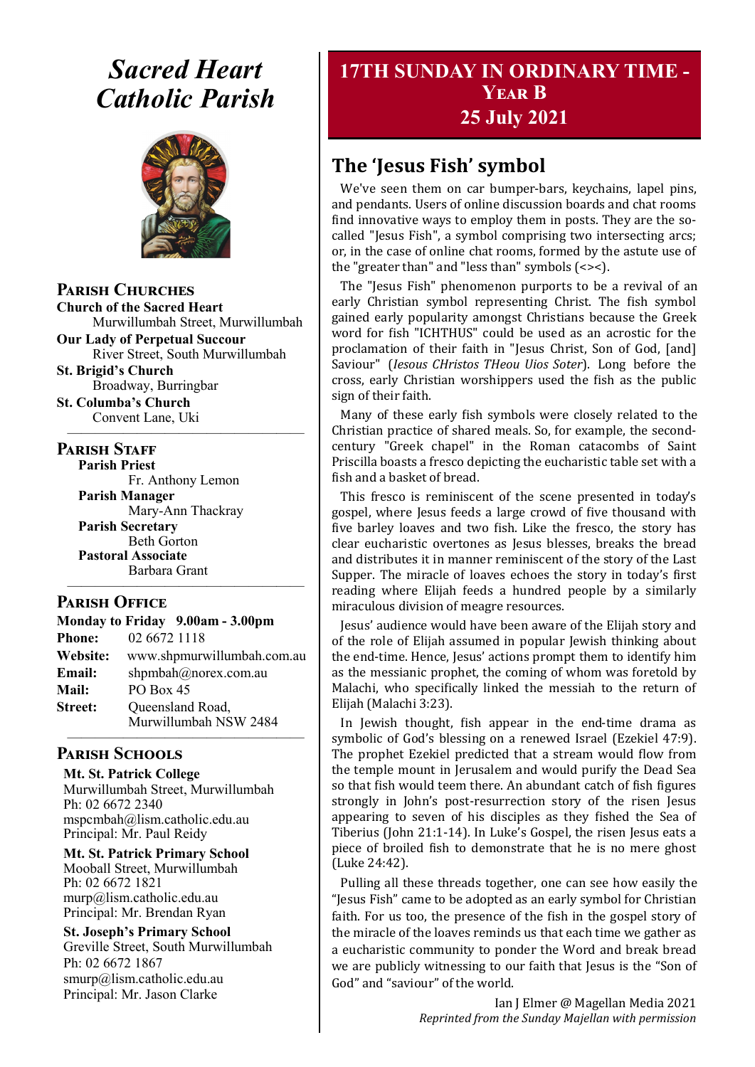# Sacred Heart Catholic Parish

## Parish Churches

**Church of the Sacred Heart**
Murwillumbah Street, Murwillumbah

**Our Lady of Perpetual Succour**
River Street, South Murwillumbah

**St. Brigid's Church**
Broadway, Burringbar

**St. Columba's Church**
Convent Lane, Uki

## Parish Staff

**Parish Priest**
Fr. Anthony Lemon

**Parish Manager**
Mary-Ann Thackray

**Parish Secretary**
Beth Gorton

**Pastoral Associate**
Barbara Grant

## Parish Office

**Monday to Friday 9.00am - 3.00pm**

**Phone:** 02 6672 1118
**Website:** www.shpmurwillumbah.com.au
**Email:** shpmbah@norex.com.au
**Mail:** PO Box 45
**Street:** Queensland Road, Murwillumbah NSW 2484

## Parish Schools

**Mt. St. Patrick College**
Murwillumbah Street, Murwillumbah
Ph: 02 6672 2340
mspcmbah@lism.catholic.edu.au
Principal: Mr. Paul Reidy

**Mt. St. Patrick Primary School**
Mooball Street, Murwillumbah
Ph: 02 6672 1821
murp@lism.catholic.edu.au
Principal: Mr. Brendan Ryan

**St. Joseph's Primary School**
Greville Street, South Murwillumbah
Ph: 02 6672 1867
smurp@lism.catholic.edu.au
Principal: Mr. Jason Clarke

# 17TH SUNDAY IN ORDINARY TIME - YEAR B
# 25 July 2021

## The 'Jesus Fish' symbol

We've seen them on car bumper-bars, keychains, lapel pins, and pendants. Users of online discussion boards and chat rooms find innovative ways to employ them in posts. They are the so-called "Jesus Fish", a symbol comprising two intersecting arcs; or, in the case of online chat rooms, formed by the astute use of the "greater than" and "less than" symbols (<><).

The "Jesus Fish" phenomenon purports to be a revival of an early Christian symbol representing Christ. The fish symbol gained early popularity amongst Christians because the Greek word for fish "ICHTHUS" could be used as an acrostic for the proclamation of their faith in "Jesus Christ, Son of God, [and] Saviour" (*Jesous CHristos THeou Uios Soter*). Long before the cross, early Christian worshippers used the fish as the public sign of their faith.

Many of these early fish symbols were closely related to the Christian practice of shared meals. So, for example, the second-century "Greek chapel" in the Roman catacombs of Saint Priscilla boasts a fresco depicting the eucharistic table set with a fish and a basket of bread.

This fresco is reminiscent of the scene presented in today's gospel, where Jesus feeds a large crowd of five thousand with five barley loaves and two fish. Like the fresco, the story has clear eucharistic overtones as Jesus blesses, breaks the bread and distributes it in manner reminiscent of the story of the Last Supper. The miracle of loaves echoes the story in today's first reading where Elijah feeds a hundred people by a similarly miraculous division of meagre resources.

Jesus' audience would have been aware of the Elijah story and of the role of Elijah assumed in popular Jewish thinking about the end-time. Hence, Jesus' actions prompt them to identify him as the messianic prophet, the coming of whom was foretold by Malachi, who specifically linked the messiah to the return of Elijah (Malachi 3:23).

In Jewish thought, fish appear in the end-time drama as symbolic of God's blessing on a renewed Israel (Ezekiel 47:9). The prophet Ezekiel predicted that a stream would flow from the temple mount in Jerusalem and would purify the Dead Sea so that fish would teem there. An abundant catch of fish figures strongly in John's post-resurrection story of the risen Jesus appearing to seven of his disciples as they fished the Sea of Tiberius (John 21:1-14). In Luke's Gospel, the risen Jesus eats a piece of broiled fish to demonstrate that he is no mere ghost (Luke 24:42).

Pulling all these threads together, one can see how easily the "Jesus Fish" came to be adopted as an early symbol for Christian faith. For us too, the presence of the fish in the gospel story of the miracle of the loaves reminds us that each time we gather as a eucharistic community to ponder the Word and break bread we are publicly witnessing to our faith that Jesus is the "Son of God" and "saviour" of the world.

Ian J Elmer @ Magellan Media 2021
*Reprinted from the Sunday Majellan with permission*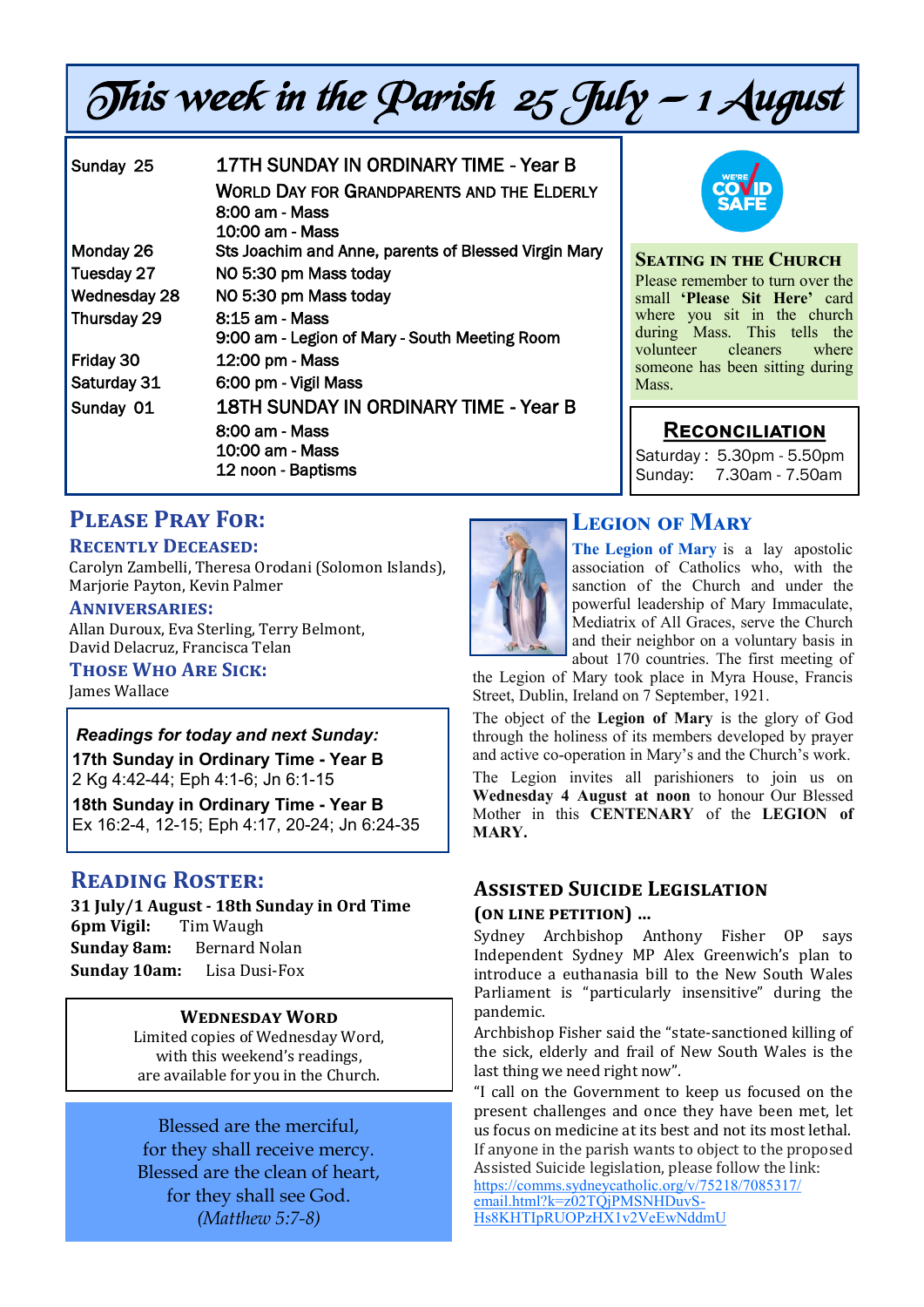# This week in the Parish 25 July – 1 August

| | |
|---|---|
| Sunday 25 | 17TH SUNDAY IN ORDINARY TIME - Year B |
| | WORLD DAY FOR GRANDPARENTS AND THE ELDERLY |
| | 8:00 am - Mass |
| | 10:00 am - Mass |
| Monday 26 | Sts Joachim and Anne, parents of Blessed Virgin Mary |
| Tuesday 27 | NO 5:30 pm Mass today |
| Wednesday 28 | NO 5:30 pm Mass today |
| Thursday 29 | 8:15 am - Mass |
| | 9:00 am - Legion of Mary - South Meeting Room |
| Friday 30 | 12:00 pm - Mass |
| Saturday 31 | 6:00 pm - Vigil Mass |
| Sunday 01 | 18TH SUNDAY IN ORDINARY TIME - Year B |
| | 8:00 am - Mass |
| | 10:00 am - Mass |
| | 12 noon - Baptisms |

WE'RE COVID SAFE

### Seating in the Church

Please remember to turn over the small **'Please Sit Here'** card where you sit in the church during Mass. This tells the volunteer cleaners where someone has been sitting during Mass.

### Reconciliation

Saturday : 5.30pm - 5.50pm
Sunday: 7.30am - 7.50am

## Please Pray For:

### Recently Deceased:

Carolyn Zambelli, Theresa Orodani (Solomon Islands), Marjorie Payton, Kevin Palmer

### Anniversaries:

Allan Duroux, Eva Sterling, Terry Belmont, David Delacruz, Francisca Telan

### Those Who Are Sick:

James Wallace

***Readings for today and next Sunday:***

**17th Sunday in Ordinary Time - Year B**
2 Kg 4:42-44; Eph 4:1-6; Jn 6:1-15

**18th Sunday in Ordinary Time - Year B**
Ex 16:2-4, 12-15; Eph 4:17, 20-24; Jn 6:24-35

## Reading Roster:

**31 July/1 August - 18th Sunday in Ord Time**

**6pm Vigil:** Tim Waugh
**Sunday 8am:** Bernard Nolan
**Sunday 10am:** Lisa Dusi-Fox

### Wednesday Word

Limited copies of Wednesday Word, with this weekend's readings, are available for you in the Church.

Blessed are the merciful,
for they shall receive mercy.
Blessed are the clean of heart,
for they shall see God.
*(Matthew 5:7-8)*

## Legion of Mary

**The Legion of Mary** is a lay apostolic association of Catholics who, with the sanction of the Church and under the powerful leadership of Mary Immaculate, Mediatrix of All Graces, serve the Church and their neighbor on a voluntary basis in about 170 countries. The first meeting of the Legion of Mary took place in Myra House, Francis Street, Dublin, Ireland on 7 September, 1921.

The object of the **Legion of Mary** is the glory of God through the holiness of its members developed by prayer and active co-operation in Mary's and the Church's work.

The Legion invites all parishioners to join us on **Wednesday 4 August at noon** to honour Our Blessed Mother in this **CENTENARY** of the **LEGION of MARY.**

## Assisted Suicide Legislation

**(on line petition) ...**

Sydney Archbishop Anthony Fisher OP says Independent Sydney MP Alex Greenwich's plan to introduce a euthanasia bill to the New South Wales Parliament is "particularly insensitive" during the pandemic.

Archbishop Fisher said the "state-sanctioned killing of the sick, elderly and frail of New South Wales is the last thing we need right now".

"I call on the Government to keep us focused on the present challenges and once they have been met, let us focus on medicine at its best and not its most lethal.

If anyone in the parish wants to object to the proposed Assisted Suicide legislation, please follow the link:
https://comms.sydneycatholic.org/v/75218/7085317/email.html?k=z02TQjPMSNHDuvS-Hs8KHTIpRUOPzHX1v2VeEwNddmU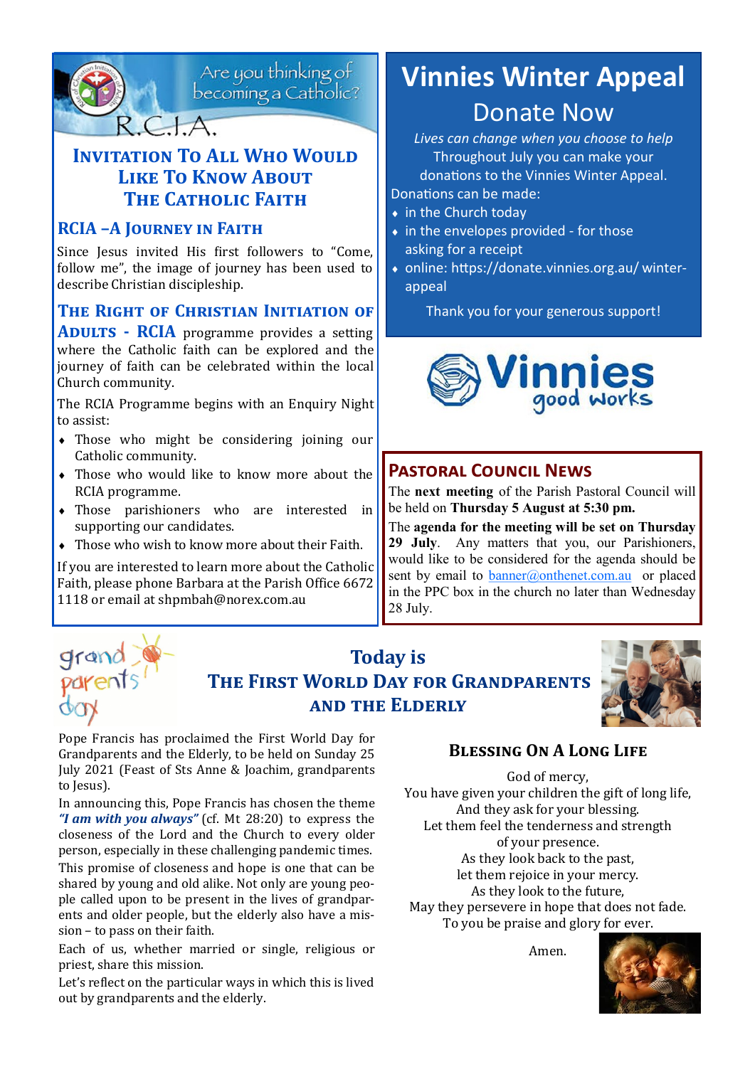Are you thinking of becoming a Catholic?

R.C.I.A.

## Invitation To All Who Would Like To Know About The Catholic Faith

### RCIA –A Journey in Faith

Since Jesus invited His first followers to "Come, follow me", the image of journey has been used to describe Christian discipleship.

**The Right of Christian Initiation of Adults - RCIA** programme provides a setting where the Catholic faith can be explored and the journey of faith can be celebrated within the local Church community.

The RCIA Programme begins with an Enquiry Night to assist:

- Those who might be considering joining our Catholic community.
- Those who would like to know more about the RCIA programme.
- Those parishioners who are interested in supporting our candidates.
- Those who wish to know more about their Faith.

If you are interested to learn more about the Catholic Faith, please phone Barbara at the Parish Office 6672 1118 or email at shpmbah@norex.com.au

# Vinnies Winter Appeal

## Donate Now

*Lives can change when you choose to help*

Throughout July you can make your donations to the Vinnies Winter Appeal.

Donations can be made:

- in the Church today
- in the envelopes provided - for those asking for a receipt
- online: https://donate.vinnies.org.au/ winter-appeal

Thank you for your generous support!

Vinnies good works

## Pastoral Council News

The **next meeting** of the Parish Pastoral Council will be held on **Thursday 5 August at 5:30 pm.**

The **agenda for the meeting will be set on Thursday 29 July**. Any matters that you, our Parishioners, would like to be considered for the agenda should be sent by email to banner@onthenet.com.au or placed in the PPC box in the church no later than Wednesday 28 July.

grand parents day

## Today is The First World Day for Grandparents and the Elderly

Pope Francis has proclaimed the First World Day for Grandparents and the Elderly, to be held on Sunday 25 July 2021 (Feast of Sts Anne & Joachim, grandparents to Jesus).

In announcing this, Pope Francis has chosen the theme ***"I am with you always"*** (cf. Mt 28:20) to express the closeness of the Lord and the Church to every older person, especially in these challenging pandemic times.

This promise of closeness and hope is one that can be shared by young and old alike. Not only are young people called upon to be present in the lives of grandparents and older people, but the elderly also have a mission – to pass on their faith.

Each of us, whether married or single, religious or priest, share this mission.

Let's reflect on the particular ways in which this is lived out by grandparents and the elderly.

### Blessing On A Long Life

God of mercy,  
You have given your children the gift of long life,  
And they ask for your blessing.  
Let them feel the tenderness and strength  
of your presence.  
As they look back to the past,  
let them rejoice in your mercy.  
As they look to the future,  
May they persevere in hope that does not fade.  
To you be praise and glory for ever.

Amen.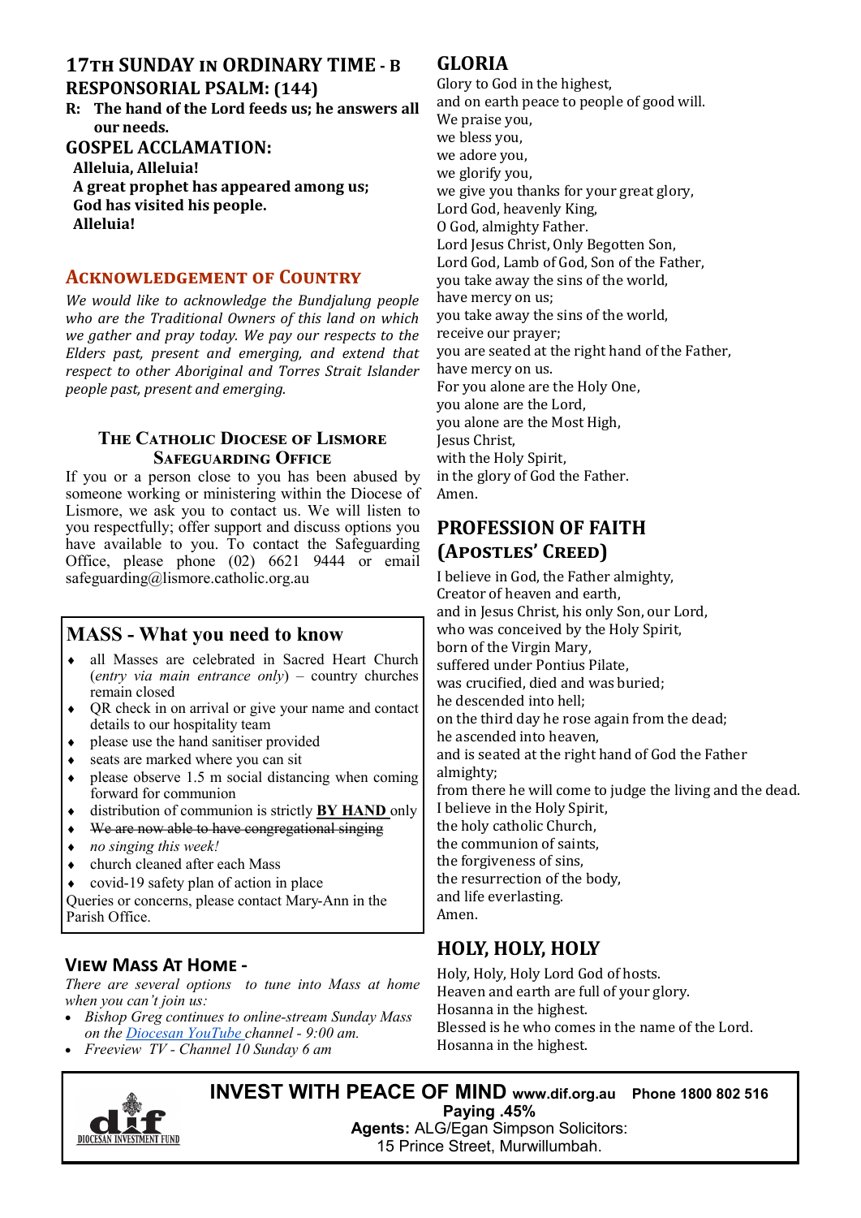## 17TH SUNDAY IN ORDINARY TIME - B

## RESPONSORIAL PSALM: (144)

**R: The hand of the Lord feeds us; he answers all our needs.**

## GOSPEL ACCLAMATION:

**Alleluia, Alleluia!**
**A great prophet has appeared among us;**
**God has visited his people.**
**Alleluia!**

## ACKNOWLEDGEMENT OF COUNTRY

*We would like to acknowledge the Bundjalung people who are the Traditional Owners of this land on which we gather and pray today. We pay our respects to the Elders past, present and emerging, and extend that respect to other Aboriginal and Torres Strait Islander people past, present and emerging.*

### THE CATHOLIC DIOCESE OF LISMORE SAFEGUARDING OFFICE

If you or a person close to you has been abused by someone working or ministering within the Diocese of Lismore, we ask you to contact us. We will listen to you respectfully; offer support and discuss options you have available to you. To contact the Safeguarding Office, please phone (02) 6621 9444 or email safeguarding@lismore.catholic.org.au

## MASS - What you need to know

- all Masses are celebrated in Sacred Heart Church (*entry via main entrance only*) – country churches remain closed
- QR check in on arrival or give your name and contact details to our hospitality team
- please use the hand sanitiser provided
- seats are marked where you can sit
- please observe 1.5 m social distancing when coming forward for communion
- distribution of communion is strictly **BY HAND** only
- ~~We are now able to have congregational singing~~
- *no singing this week!*
- church cleaned after each Mass
- covid-19 safety plan of action in place

Queries or concerns, please contact Mary-Ann in the Parish Office.

## VIEW MASS AT HOME -

*There are several options to tune into Mass at home when you can't join us:*

- *Bishop Greg continues to online-stream Sunday Mass on the Diocesan YouTube channel - 9:00 am.*
- *Freeview TV - Channel 10 Sunday 6 am*

## GLORIA

Glory to God in the highest,
and on earth peace to people of good will.
We praise you,
we bless you,
we adore you,
we glorify you,
we give you thanks for your great glory,
Lord God, heavenly King,
O God, almighty Father.
Lord Jesus Christ, Only Begotten Son,
Lord God, Lamb of God, Son of the Father,
you take away the sins of the world,
have mercy on us;
you take away the sins of the world,
receive our prayer;
you are seated at the right hand of the Father,
have mercy on us.
For you alone are the Holy One,
you alone are the Lord,
you alone are the Most High,
Jesus Christ,
with the Holy Spirit,
in the glory of God the Father.
Amen.

## PROFESSION OF FAITH (APOSTLES' CREED)

I believe in God, the Father almighty,
Creator of heaven and earth,
and in Jesus Christ, his only Son, our Lord,
who was conceived by the Holy Spirit,
born of the Virgin Mary,
suffered under Pontius Pilate,
was crucified, died and was buried;
he descended into hell;
on the third day he rose again from the dead;
he ascended into heaven,
and is seated at the right hand of God the Father almighty;
from there he will come to judge the living and the dead.
I believe in the Holy Spirit,
the holy catholic Church,
the communion of saints,
the forgiveness of sins,
the resurrection of the body,
and life everlasting.
Amen.

## HOLY, HOLY, HOLY

Holy, Holy, Holy Lord God of hosts.
Heaven and earth are full of your glory.
Hosanna in the highest.
Blessed is he who comes in the name of the Lord.
Hosanna in the highest.

DIOCESAN INVESTMENT FUND

**INVEST WITH PEACE OF MIND www.dif.org.au Phone 1800 802 516**
**Paying .45%**
**Agents:** ALG/Egan Simpson Solicitors:
15 Prince Street, Murwillumbah.